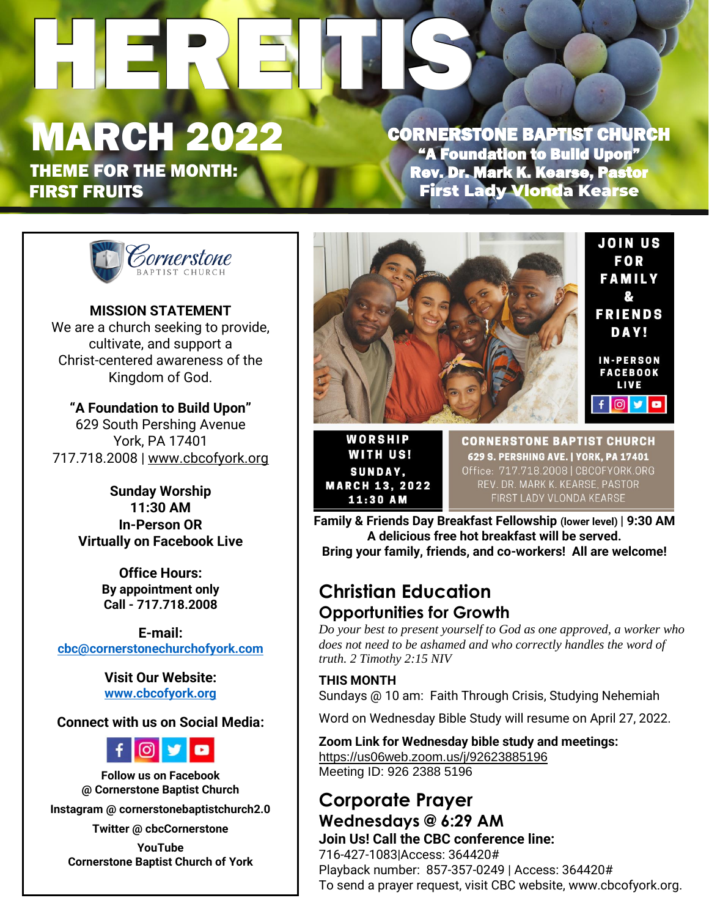# HERE IT IS

## MARCH 2022

**THEME FOR THE MONTH: FIRST FRUITS**

**CORNERSTONE BAPTIST CHURCH**
**"A Foundation to Build Upon"**
**Rev. Dr. Mark K. Kearse, Pastor**
**First Lady Vlonda Kearse**

Cornerstone BAPTIST CHURCH

**MISSION STATEMENT**
We are a church seeking to provide, cultivate, and support a Christ-centered awareness of the Kingdom of God.

**"A Foundation to Build Upon"**
629 South Pershing Avenue
York, PA 17401
717.718.2008 | www.cbcofyork.org

**Sunday Worship**
**11:30 AM**
**In-Person OR**
**Virtually on Facebook Live**

**Office Hours:**
**By appointment only**
**Call - 717.718.2008**

**E-mail:**
cbc@cornerstonechurchofyork.com

**Visit Our Website:**
www.cbcofyork.org

**Connect with us on Social Media:**

**Follow us on Facebook @ Cornerstone Baptist Church**

**Instagram @ cornerstonebaptistchurch2.0**

**Twitter @ cbcCornerstone**

**YouTube**
**Cornerstone Baptist Church of York**

**JOIN US FOR FAMILY & FRIENDS DAY!**

**IN-PERSON FACEBOOK LIVE**

**WORSHIP WITH US!**
**SUNDAY, MARCH 13, 2022**
**11:30 AM**

**CORNERSTONE BAPTIST CHURCH**
**629 S. PERSHING AVE. | YORK, PA 17401**
Office: 717.718.2008 | CBCOFYORK.ORG
REV. DR. MARK K. KEARSE, PASTOR
FIRST LADY VLONDA KEARSE

**Family & Friends Day Breakfast Fellowship (lower level) | 9:30 AM**
**A delicious free hot breakfast will be served.**
**Bring your family, friends, and co-workers! All are welcome!**

## Christian Education

### Opportunities for Growth

*Do your best to present yourself to God as one approved, a worker who does not need to be ashamed and who correctly handles the word of truth. 2 Timothy 2:15 NIV*

**THIS MONTH**
Sundays @ 10 am: Faith Through Crisis, Studying Nehemiah

Word on Wednesday Bible Study will resume on April 27, 2022.

**Zoom Link for Wednesday bible study and meetings:**
https://us06web.zoom.us/j/92623885196
Meeting ID: 926 2388 5196

## Corporate Prayer

### Wednesdays @ 6:29 AM

**Join Us! Call the CBC conference line:**
716-427-1083|Access: 364420#
Playback number: 857-357-0249 | Access: 364420#
To send a prayer request, visit CBC website, www.cbcofyork.org.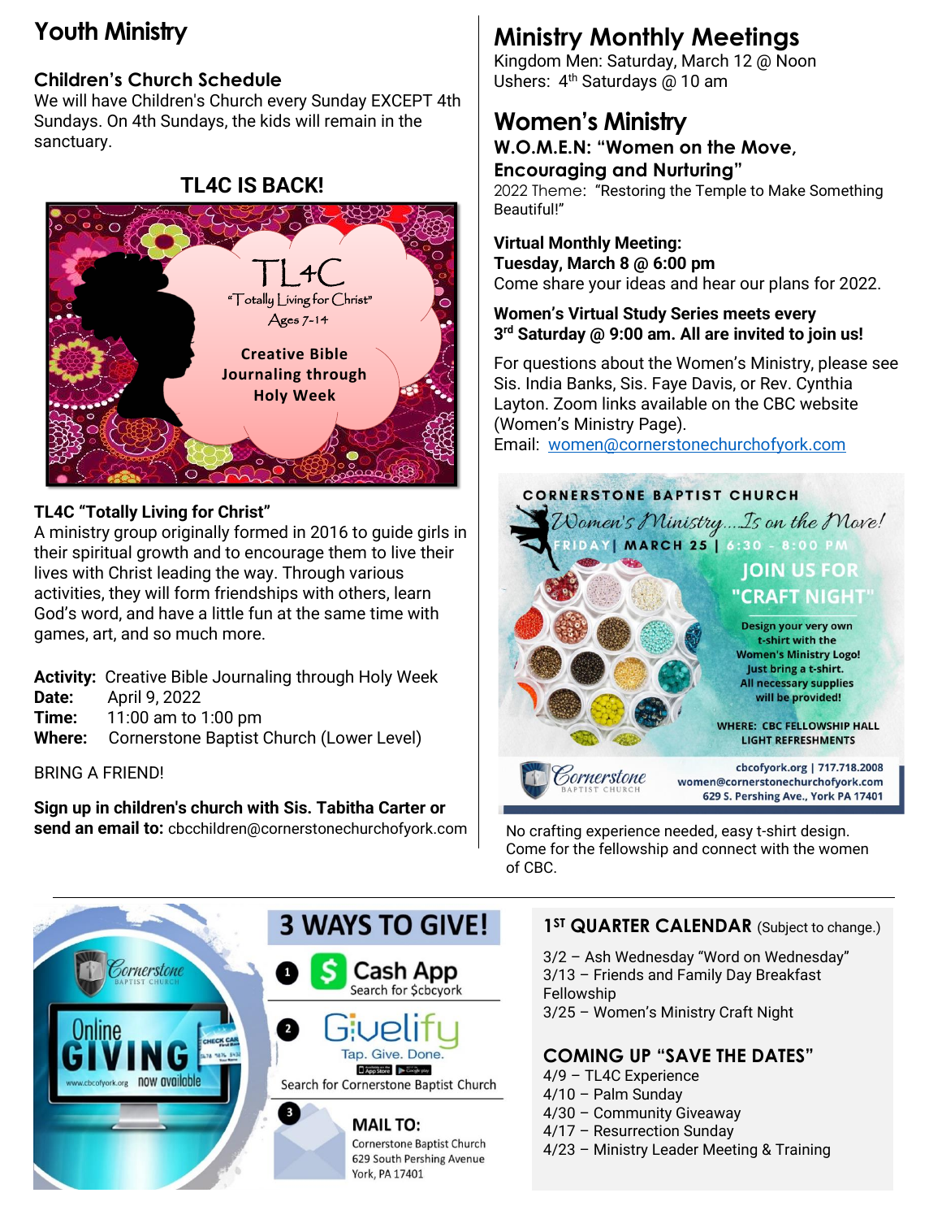# Youth Ministry

### Children's Church Schedule

We will have Children's Church every Sunday EXCEPT 4th Sundays. On 4th Sundays, the kids will remain in the sanctuary.

## TL4C IS BACK!

TL4C
"Totally Living for Christ"
Ages 7-14

Creative Bible Journaling through Holy Week

**TL4C "Totally Living for Christ"**

A ministry group originally formed in 2016 to guide girls in their spiritual growth and to encourage them to live their lives with Christ leading the way. Through various activities, they will form friendships with others, learn God's word, and have a little fun at the same time with games, art, and so much more.

**Activity:** Creative Bible Journaling through Holy Week
**Date:** April 9, 2022
**Time:** 11:00 am to 1:00 pm
**Where:** Cornerstone Baptist Church (Lower Level)

BRING A FRIEND!

**Sign up in children's church with Sis. Tabitha Carter or send an email to:** cbcchildren@cornerstonechurchofyork.com

# Ministry Monthly Meetings

Kingdom Men: Saturday, March 12 @ Noon
Ushers: 4th Saturdays @ 10 am

# Women's Ministry

### W.O.M.E.N: "Women on the Move, Encouraging and Nurturing"

2022 Theme: "Restoring the Temple to Make Something Beautiful!"

**Virtual Monthly Meeting:**
**Tuesday, March 8 @ 6:00 pm**
Come share your ideas and hear our plans for 2022.

**Women's Virtual Study Series meets every 3rd Saturday @ 9:00 am. All are invited to join us!**

For questions about the Women's Ministry, please see Sis. India Banks, Sis. Faye Davis, or Rev. Cynthia Layton. Zoom links available on the CBC website (Women's Ministry Page).
Email: women@cornerstonechurchofyork.com

CORNERSTONE BAPTIST CHURCH
*Women's Ministry....Is on the Move!*
FRIDAY | MARCH 25 | 6:30 - 8:00 PM

JOIN US FOR "CRAFT NIGHT"

Design your very own t-shirt with the Women's Ministry Logo! Just bring a t-shirt. All necessary supplies will be provided!

WHERE: CBC FELLOWSHIP HALL
LIGHT REFRESHMENTS

Cornerstone Baptist Church
cbcofyork.org | 717.718.2008
women@cornerstonechurchofyork.com
629 S. Pershing Ave., York PA 17401

No crafting experience needed, easy t-shirt design. Come for the fellowship and connect with the women of CBC.

---

Cornerstone Baptist Church
Online GIVING now available
www.cbcofyork.org

## 3 WAYS TO GIVE!

1. Cash App
   Search for $cbcyork
2. Givelify
   Tap. Give. Done.
   Search for Cornerstone Baptist Church
3. MAIL TO:
   Cornerstone Baptist Church
   629 South Pershing Avenue
   York, PA 17401

## 1ST QUARTER CALENDAR (Subject to change.)

3/2 – Ash Wednesday "Word on Wednesday"
3/13 – Friends and Family Day Breakfast Fellowship
3/25 – Women's Ministry Craft Night

## COMING UP "SAVE THE DATES"

4/9 – TL4C Experience
4/10 – Palm Sunday
4/30 – Community Giveaway
4/17 – Resurrection Sunday
4/23 – Ministry Leader Meeting & Training